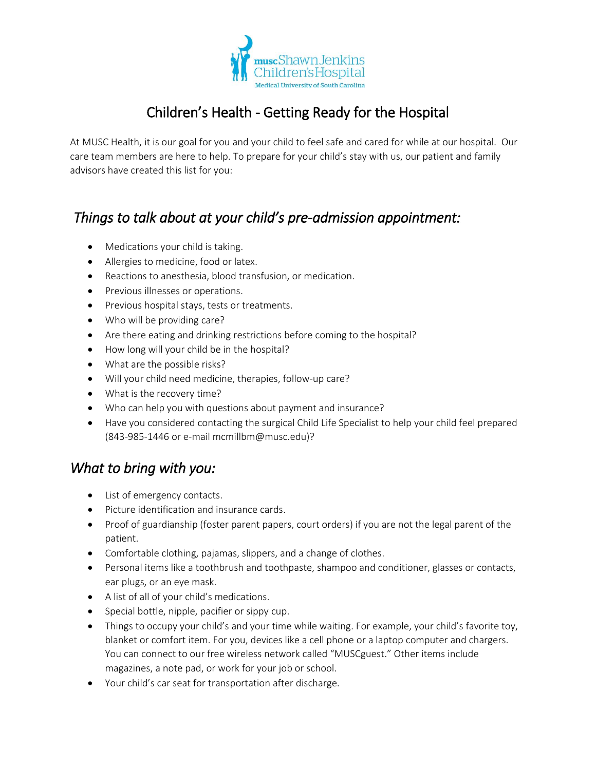# Children's Health - Getting Ready for the Hospital

At MUSC Health, it is our goal for you and your child to feel safe and cared for while at our hospital. Our care team members are here to help. To prepare for your child's stay with us, our patient and family advisors have created this list for you:

## *Things to talk about at your child's pre-admission appointment:*

- Medications your child is taking.
- Allergies to medicine, food or latex.
- Reactions to anesthesia, blood transfusion, or medication.
- Previous illnesses or operations.
- Previous hospital stays, tests or treatments.
- Who will be providing care?
- Are there eating and drinking restrictions before coming to the hospital?
- How long will your child be in the hospital?
- What are the possible risks?
- Will your child need medicine, therapies, follow-up care?
- What is the recovery time?
- Who can help you with questions about payment and insurance?
- Have you considered contacting the surgical Child Life Specialist to help your child feel prepared (843-985-1446 or e-mail mcmillbm@musc.edu)?

## *What to bring with you:*

- List of emergency contacts.
- Picture identification and insurance cards.
- Proof of guardianship (foster parent papers, court orders) if you are not the legal parent of the patient.
- Comfortable clothing, pajamas, slippers, and a change of clothes.
- Personal items like a toothbrush and toothpaste, shampoo and conditioner, glasses or contacts, ear plugs, or an eye mask.
- A list of all of your child's medications.
- Special bottle, nipple, pacifier or sippy cup.
- Things to occupy your child's and your time while waiting. For example, your child's favorite toy, blanket or comfort item. For you, devices like a cell phone or a laptop computer and chargers. You can connect to our free wireless network called "MUSCguest." Other items include magazines, a note pad, or work for your job or school.
- Your child's car seat for transportation after discharge.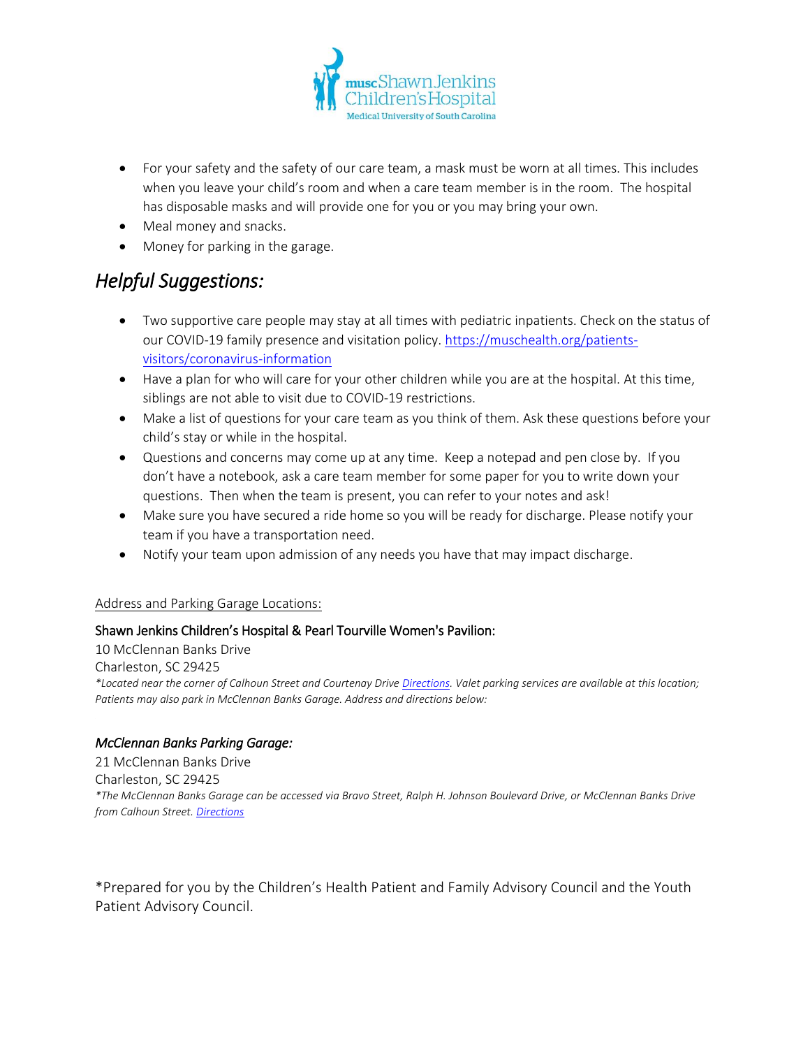- For your safety and the safety of our care team, a mask must be worn at all times. This includes when you leave your child's room and when a care team member is in the room. The hospital has disposable masks and will provide one for you or you may bring your own.
- Meal money and snacks.
- Money for parking in the garage.

## *Helpful Suggestions:*

- Two supportive care people may stay at all times with pediatric inpatients. Check on the status of our COVID-19 family presence and visitation policy. [https://muschealth.org/patients-visitors/coronavirus-information](https://muschealth.org/patients-visitors/coronavirus-information)
- Have a plan for who will care for your other children while you are at the hospital. At this time, siblings are not able to visit due to COVID-19 restrictions.
- Make a list of questions for your care team as you think of them. Ask these questions before your child's stay or while in the hospital.
- Questions and concerns may come up at any time. Keep a notepad and pen close by. If you don't have a notebook, ask a care team member for some paper for you to write down your questions. Then when the team is present, you can refer to your notes and ask!
- Make sure you have secured a ride home so you will be ready for discharge. Please notify your team if you have a transportation need.
- Notify your team upon admission of any needs you have that may impact discharge.

Address and Parking Garage Locations:

**Shawn Jenkins Children's Hospital & Pearl Tourville Women's Pavilion:**

10 McClennan Banks Drive
Charleston, SC 29425

*\*Located near the corner of Calhoun Street and Courtenay Drive Directions. Valet parking services are available at this location; Patients may also park in McClennan Banks Garage. Address and directions below:*

***McClennan Banks Parking Garage:***

21 McClennan Banks Drive
Charleston, SC 29425

*\*The McClennan Banks Garage can be accessed via Bravo Street, Ralph H. Johnson Boulevard Drive, or McClennan Banks Drive from Calhoun Street. Directions*

*Prepared for you by the Children's Health Patient and Family Advisory Council and the Youth Patient Advisory Council.